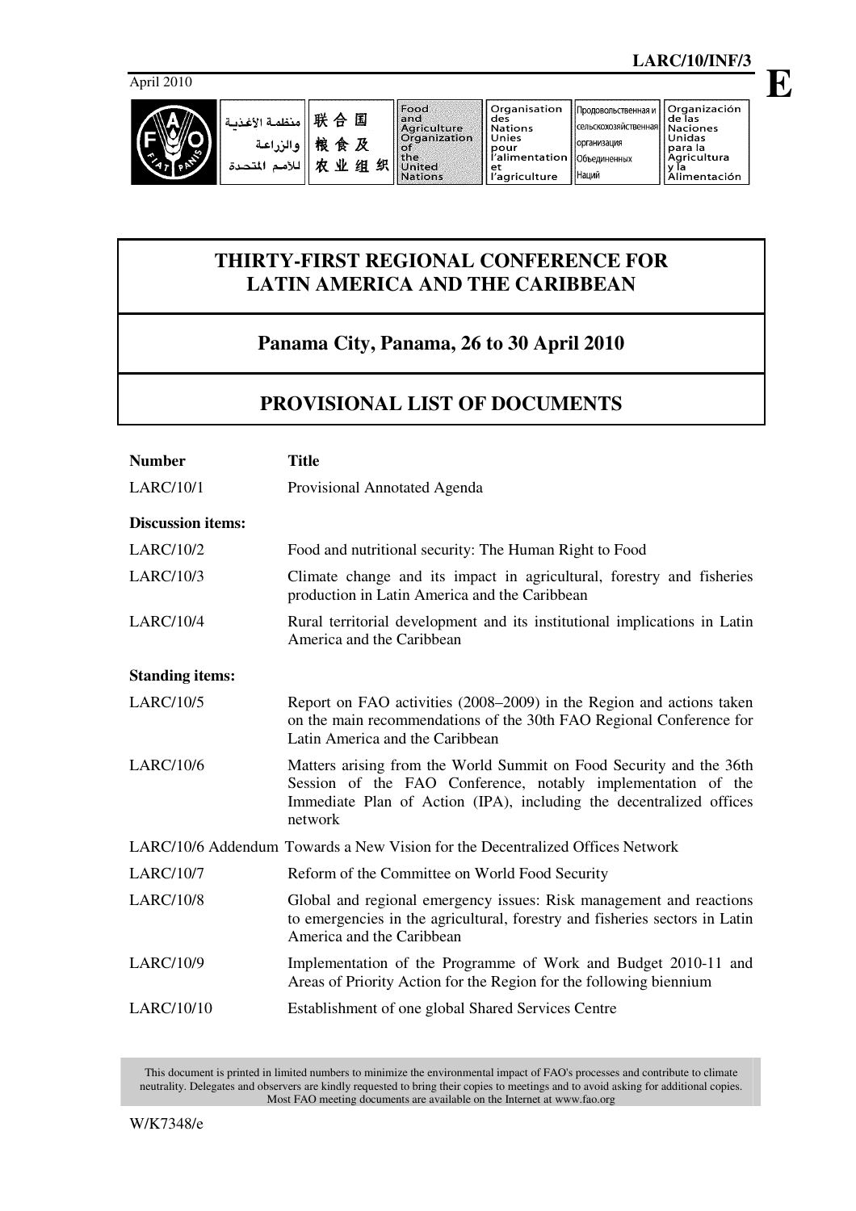April 2010

**LARC/10/INF/3**

**E**

منظمة الأغذية والزراعة للأمم المتحدة | 联合国粮食及农业组织 | Food and Agriculture Organization of the United Nations | Organisation des Nations Unies pour l'alimentation et l'agriculture | Продовольственная и сельскохозяйственная организация Объединенных Наций | Organización de las Naciones Unidas para la Agricultura y la Alimentación

# THIRTY-FIRST REGIONAL CONFERENCE FOR LATIN AMERICA AND THE CARIBBEAN

## Panama City, Panama, 26 to 30 April 2010

## PROVISIONAL LIST OF DOCUMENTS

| Number | Title |
|---|---|
| LARC/10/1 | Provisional Annotated Agenda |
| **Discussion items:** | |
| LARC/10/2 | Food and nutritional security: The Human Right to Food |
| LARC/10/3 | Climate change and its impact in agricultural, forestry and fisheries production in Latin America and the Caribbean |
| LARC/10/4 | Rural territorial development and its institutional implications in Latin America and the Caribbean |
| **Standing items:** | |
| LARC/10/5 | Report on FAO activities (2008–2009) in the Region and actions taken on the main recommendations of the 30th FAO Regional Conference for Latin America and the Caribbean |
| LARC/10/6 | Matters arising from the World Summit on Food Security and the 36th Session of the FAO Conference, notably implementation of the Immediate Plan of Action (IPA), including the decentralized offices network |
| LARC/10/6 Addendum | Towards a New Vision for the Decentralized Offices Network |
| LARC/10/7 | Reform of the Committee on World Food Security |
| LARC/10/8 | Global and regional emergency issues: Risk management and reactions to emergencies in the agricultural, forestry and fisheries sectors in Latin America and the Caribbean |
| LARC/10/9 | Implementation of the Programme of Work and Budget 2010-11 and Areas of Priority Action for the Region for the following biennium |
| LARC/10/10 | Establishment of one global Shared Services Centre |

This document is printed in limited numbers to minimize the environmental impact of FAO's processes and contribute to climate neutrality. Delegates and observers are kindly requested to bring their copies to meetings and to avoid asking for additional copies. Most FAO meeting documents are available on the Internet at www.fao.org

W/K7348/e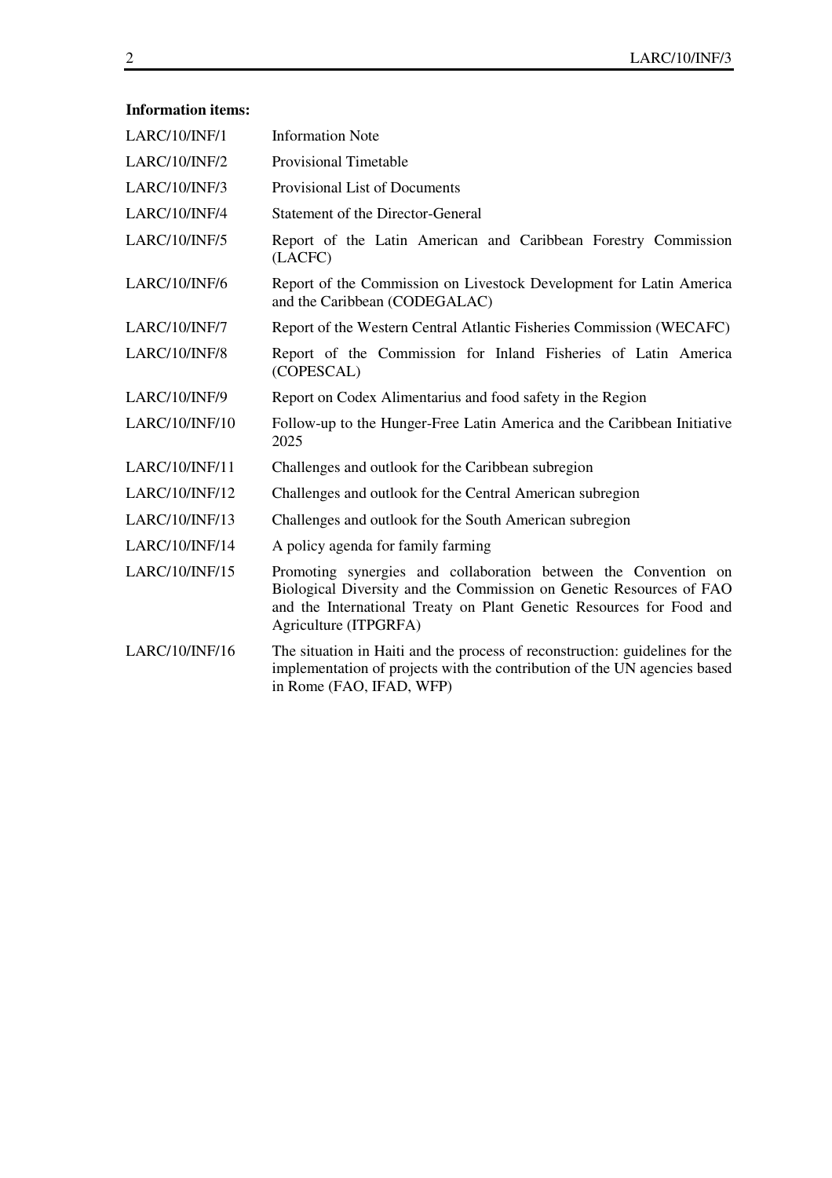**Information items:**

| | |
|---|---|
| LARC/10/INF/1 | Information Note |
| LARC/10/INF/2 | Provisional Timetable |
| LARC/10/INF/3 | Provisional List of Documents |
| LARC/10/INF/4 | Statement of the Director-General |
| LARC/10/INF/5 | Report of the Latin American and Caribbean Forestry Commission (LACFC) |
| LARC/10/INF/6 | Report of the Commission on Livestock Development for Latin America and the Caribbean (CODEGALAC) |
| LARC/10/INF/7 | Report of the Western Central Atlantic Fisheries Commission (WECAFC) |
| LARC/10/INF/8 | Report of the Commission for Inland Fisheries of Latin America (COPESCAL) |
| LARC/10/INF/9 | Report on Codex Alimentarius and food safety in the Region |
| LARC/10/INF/10 | Follow-up to the Hunger-Free Latin America and the Caribbean Initiative 2025 |
| LARC/10/INF/11 | Challenges and outlook for the Caribbean subregion |
| LARC/10/INF/12 | Challenges and outlook for the Central American subregion |
| LARC/10/INF/13 | Challenges and outlook for the South American subregion |
| LARC/10/INF/14 | A policy agenda for family farming |
| LARC/10/INF/15 | Promoting synergies and collaboration between the Convention on Biological Diversity and the Commission on Genetic Resources of FAO and the International Treaty on Plant Genetic Resources for Food and Agriculture (ITPGRFA) |
| LARC/10/INF/16 | The situation in Haiti and the process of reconstruction: guidelines for the implementation of projects with the contribution of the UN agencies based in Rome (FAO, IFAD, WFP) |